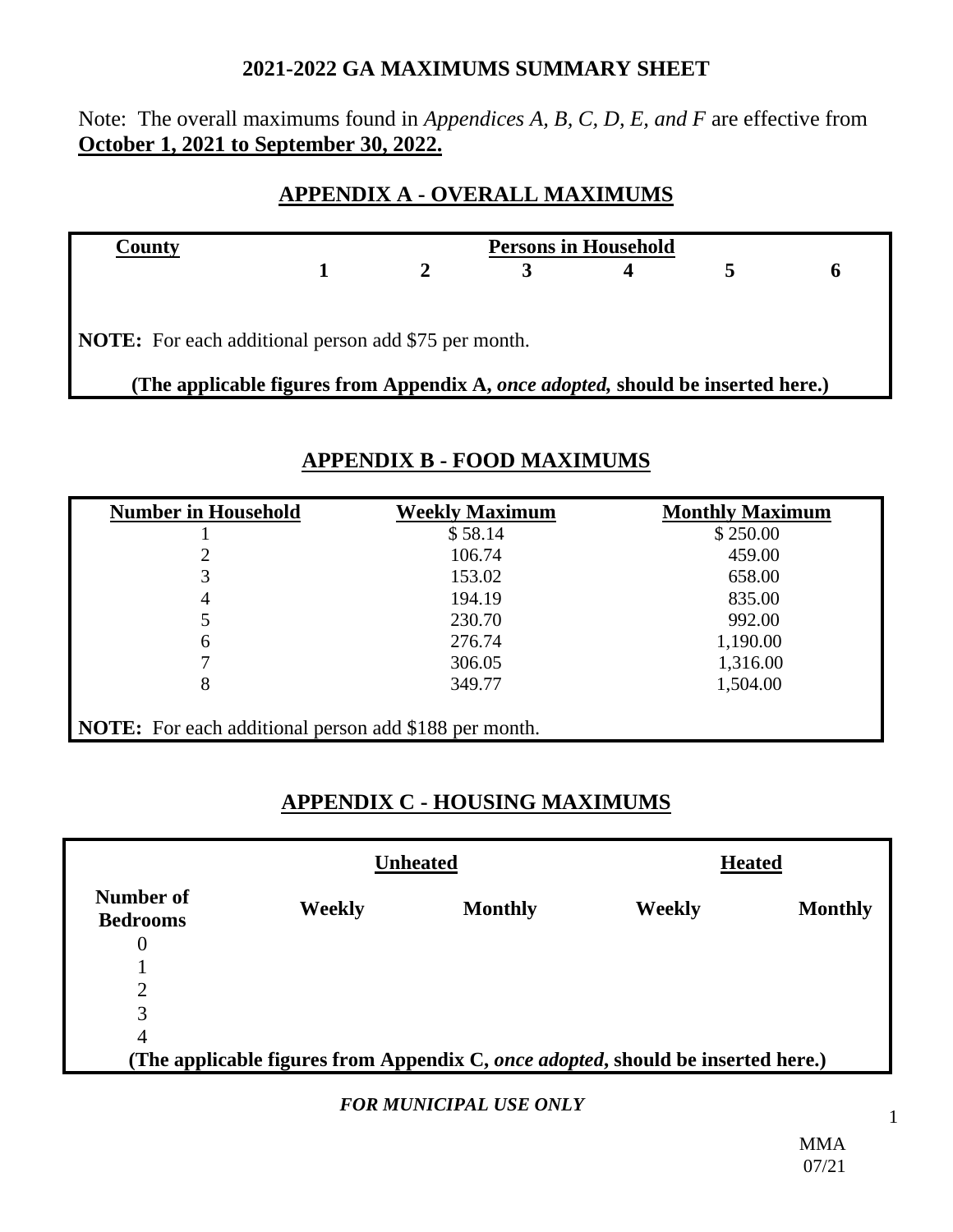**2021-2022 GA MAXIMUMS SUMMARY SHEET**

Note: The overall maximums found in *Appendices A, B, C, D, E, and F* are effective from **October 1, 2021 to September 30, 2022.**

## APPENDIX A - OVERALL MAXIMUMS

| County | Persons in Household | | | | | |
|---|---|---|---|---|---|---|
| | **1** | **2** | **3** | **4** | **5** | **6** |
| | | | | | | |

**NOTE:** For each additional person add $75 per month.

**(The applicable figures from Appendix A, *once adopted,* should be inserted here.)**

## APPENDIX B - FOOD MAXIMUMS

| Number in Household | Weekly Maximum | Monthly Maximum |
|---|---|---|
| 1 | $ 58.14 | $ 250.00 |
| 2 | 106.74 | 459.00 |
| 3 | 153.02 | 658.00 |
| 4 | 194.19 | 835.00 |
| 5 | 230.70 | 992.00 |
| 6 | 276.74 | 1,190.00 |
| 7 | 306.05 | 1,316.00 |
| 8 | 349.77 | 1,504.00 |

**NOTE:** For each additional person add $188 per month.

## APPENDIX C - HOUSING MAXIMUMS

| | Unheated | | Heated | |
|---|---|---|---|---|
| **Number of Bedrooms** | **Weekly** | **Monthly** | **Weekly** | **Monthly** |
| 0 | | | | |
| 1 | | | | |
| 2 | | | | |
| 3 | | | | |
| 4 | | | | |

**(The applicable figures from Appendix C, *once adopted*, should be inserted here.)**

***FOR MUNICIPAL USE ONLY***

MMA 07/21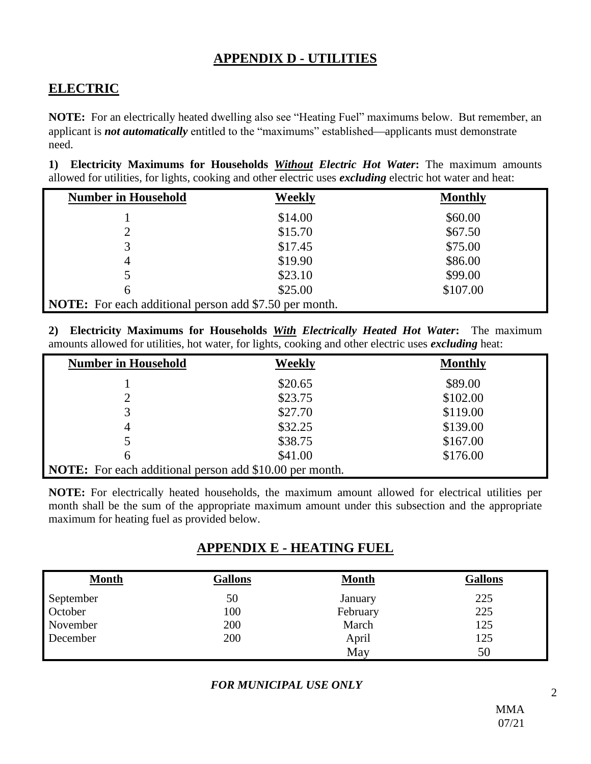# APPENDIX D - UTILITIES

## ELECTRIC

**NOTE:** For an electrically heated dwelling also see "Heating Fuel" maximums below. But remember, an applicant is ***not automatically*** entitled to the "maximums" established—applicants must demonstrate need.

**1) Electricity Maximums for Households *Without* Electric Hot Water:** The maximum amounts allowed for utilities, for lights, cooking and other electric uses ***excluding*** electric hot water and heat:

| Number in Household | Weekly | Monthly |
|---|---|---|
| 1 | \$14.00 | \$60.00 |
| 2 | \$15.70 | \$67.50 |
| 3 | \$17.45 | \$75.00 |
| 4 | \$19.90 | \$86.00 |
| 5 | \$23.10 | \$99.00 |
| 6 | \$25.00 | \$107.00 |
| **NOTE:** For each additional person add \$7.50 per month. | | |

**2) Electricity Maximums for Households *With* Electrically Heated Hot Water:** The maximum amounts allowed for utilities, hot water, for lights, cooking and other electric uses ***excluding*** heat:

| Number in Household | Weekly | Monthly |
|---|---|---|
| 1 | \$20.65 | \$89.00 |
| 2 | \$23.75 | \$102.00 |
| 3 | \$27.70 | \$119.00 |
| 4 | \$32.25 | \$139.00 |
| 5 | \$38.75 | \$167.00 |
| 6 | \$41.00 | \$176.00 |
| **NOTE:** For each additional person add \$10.00 per month. | | |

**NOTE:** For electrically heated households, the maximum amount allowed for electrical utilities per month shall be the sum of the appropriate maximum amount under this subsection and the appropriate maximum for heating fuel as provided below.

# APPENDIX E - HEATING FUEL

| Month | Gallons | Month | Gallons |
|---|---|---|---|
| September | 50 | January | 225 |
| October | 100 | February | 225 |
| November | 200 | March | 125 |
| December | 200 | April | 125 |
| | | May | 50 |

***FOR MUNICIPAL USE ONLY***

MMA
07/21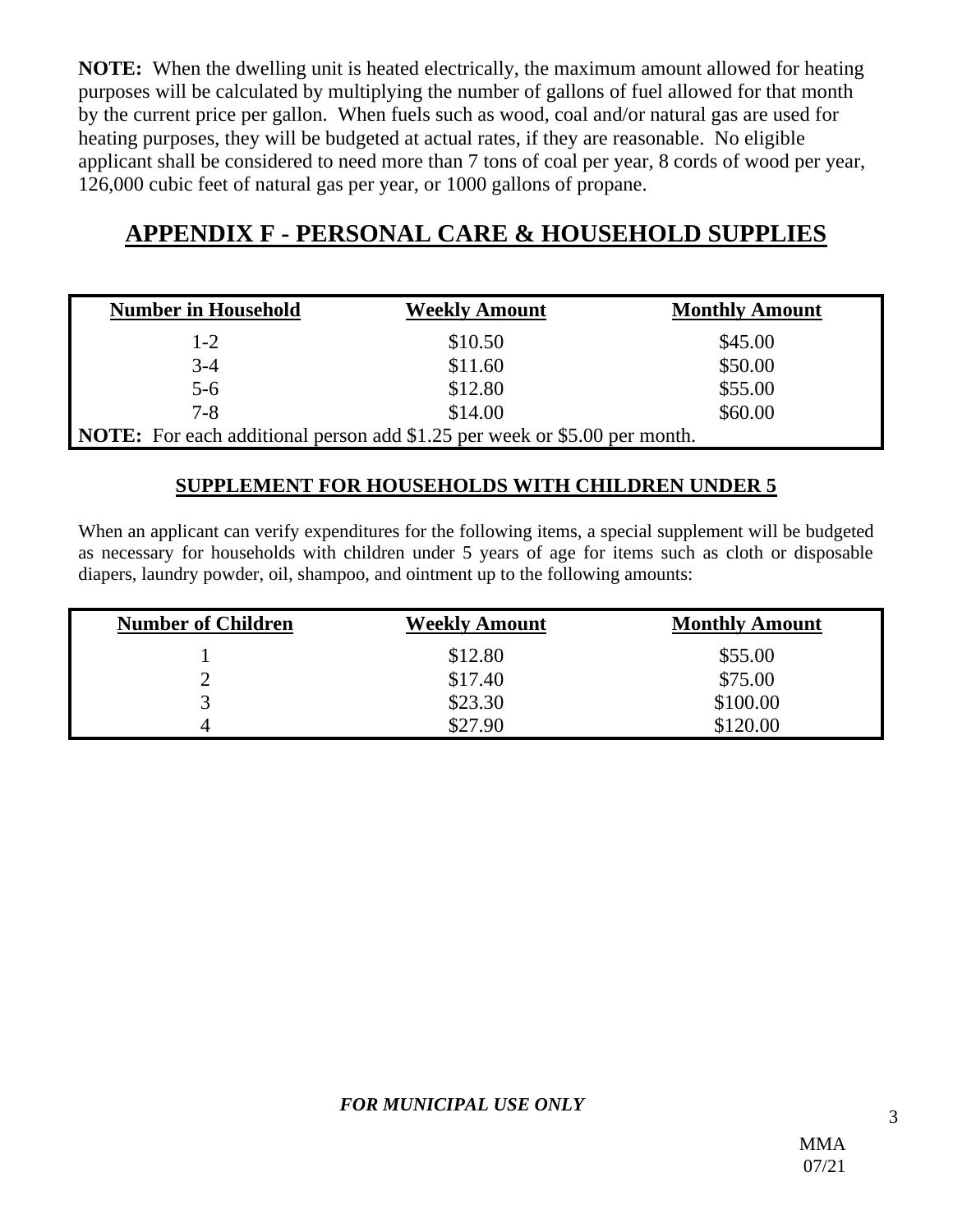**NOTE:** When the dwelling unit is heated electrically, the maximum amount allowed for heating purposes will be calculated by multiplying the number of gallons of fuel allowed for that month by the current price per gallon. When fuels such as wood, coal and/or natural gas are used for heating purposes, they will be budgeted at actual rates, if they are reasonable. No eligible applicant shall be considered to need more than 7 tons of coal per year, 8 cords of wood per year, 126,000 cubic feet of natural gas per year, or 1000 gallons of propane.

# APPENDIX F - PERSONAL CARE & HOUSEHOLD SUPPLIES

| Number in Household | Weekly Amount | Monthly Amount |
|---|---|---|
| 1-2 | \$10.50 | \$45.00 |
| 3-4 | \$11.60 | \$50.00 |
| 5-6 | \$12.80 | \$55.00 |
| 7-8 | \$14.00 | \$60.00 |
| **NOTE:** For each additional person add \$1.25 per week or \$5.00 per month. | | |

## SUPPLEMENT FOR HOUSEHOLDS WITH CHILDREN UNDER 5

When an applicant can verify expenditures for the following items, a special supplement will be budgeted as necessary for households with children under 5 years of age for items such as cloth or disposable diapers, laundry powder, oil, shampoo, and ointment up to the following amounts:

| Number of Children | Weekly Amount | Monthly Amount |
|---|---|---|
| 1 | \$12.80 | \$55.00 |
| 2 | \$17.40 | \$75.00 |
| 3 | \$23.30 | \$100.00 |
| 4 | \$27.90 | \$120.00 |

*FOR MUNICIPAL USE ONLY*

MMA
07/21